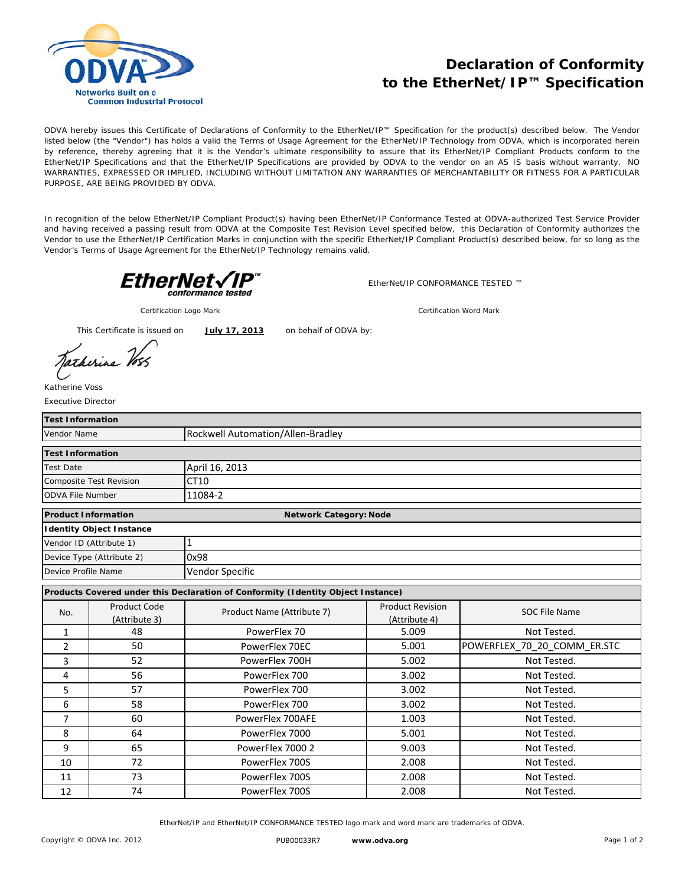# Declaration of Conformity to the EtherNet/IP™ Specification

ODVA hereby issues this Certificate of Declarations of Conformity to the EtherNet/IP™ Specification for the product(s) described below. The Vendor listed below (the "Vendor") has holds a valid the Terms of Usage Agreement for the EtherNet/IP Technology from ODVA, which is incorporated herein by reference, thereby agreeing that it is the Vendor's ultimate responsibility to assure that its EtherNet/IP Compliant Products conform to the EtherNet/IP Specifications and that the EtherNet/IP Specifications are provided by ODVA to the vendor on an AS IS basis without warranty. NO WARRANTIES, EXPRESSED OR IMPLIED, INCLUDING WITHOUT LIMITATION ANY WARRANTIES OF MERCHANTABILITY OR FITNESS FOR A PARTICULAR PURPOSE, ARE BEING PROVIDED BY ODVA.

In recognition of the below EtherNet/IP Compliant Product(s) having been EtherNet/IP Conformance Tested at ODVA-authorized Test Service Provider and having received a passing result from ODVA at the Composite Test Revision Level specified below, this Declaration of Conformity authorizes the Vendor to use the EtherNet/IP Certification Marks in conjunction with the specific EtherNet/IP Compliant Product(s) described below, for so long as the Vendor's Terms of Usage Agreement for the EtherNet/IP Technology remains valid.

EtherNet/IP conformance tested — Certification Logo Mark

EtherNet/IP CONFORMANCE TESTED ™ — Certification Word Mark

This Certificate is issued on **July 17, 2013** on behalf of ODVA by:

Katherine Voss
Executive Director

| **Test Information** | |
|---|---|
| Vendor Name | Rockwell Automation/Allen-Bradley |

| **Test Information** | |
|---|---|
| Test Date | April 16, 2013 |
| Composite Test Revision | CT10 |
| ODVA File Number | 11084-2 |

| **Product Information** | **Network Category: Node** |
|---|---|
| **Identity Object Instance** | |
| Vendor ID (Attribute 1) | 1 |
| Device Type (Attribute 2) | 0x98 |
| Device Profile Name | Vendor Specific |

**Products Covered under this Declaration of Conformity (Identity Object Instance)**

| No. | Product Code (Attribute 3) | Product Name (Attribute 7) | Product Revision (Attribute 4) | SOC File Name |
|---|---|---|---|---|
| 1 | 48 | PowerFlex 70 | 5.009 | Not Tested. |
| 2 | 50 | PowerFlex 70EC | 5.001 | POWERFLEX_70_20_COMM_ER.STC |
| 3 | 52 | PowerFlex 700H | 5.002 | Not Tested. |
| 4 | 56 | PowerFlex 700 | 3.002 | Not Tested. |
| 5 | 57 | PowerFlex 700 | 3.002 | Not Tested. |
| 6 | 58 | PowerFlex 700 | 3.002 | Not Tested. |
| 7 | 60 | PowerFlex 700AFE | 1.003 | Not Tested. |
| 8 | 64 | PowerFlex 7000 | 5.001 | Not Tested. |
| 9 | 65 | PowerFlex 7000 2 | 9.003 | Not Tested. |
| 10 | 72 | PowerFlex 700S | 2.008 | Not Tested. |
| 11 | 73 | PowerFlex 700S | 2.008 | Not Tested. |
| 12 | 74 | PowerFlex 700S | 2.008 | Not Tested. |

EtherNet/IP and EtherNet/IP CONFORMANCE TESTED logo mark and word mark are trademarks of ODVA.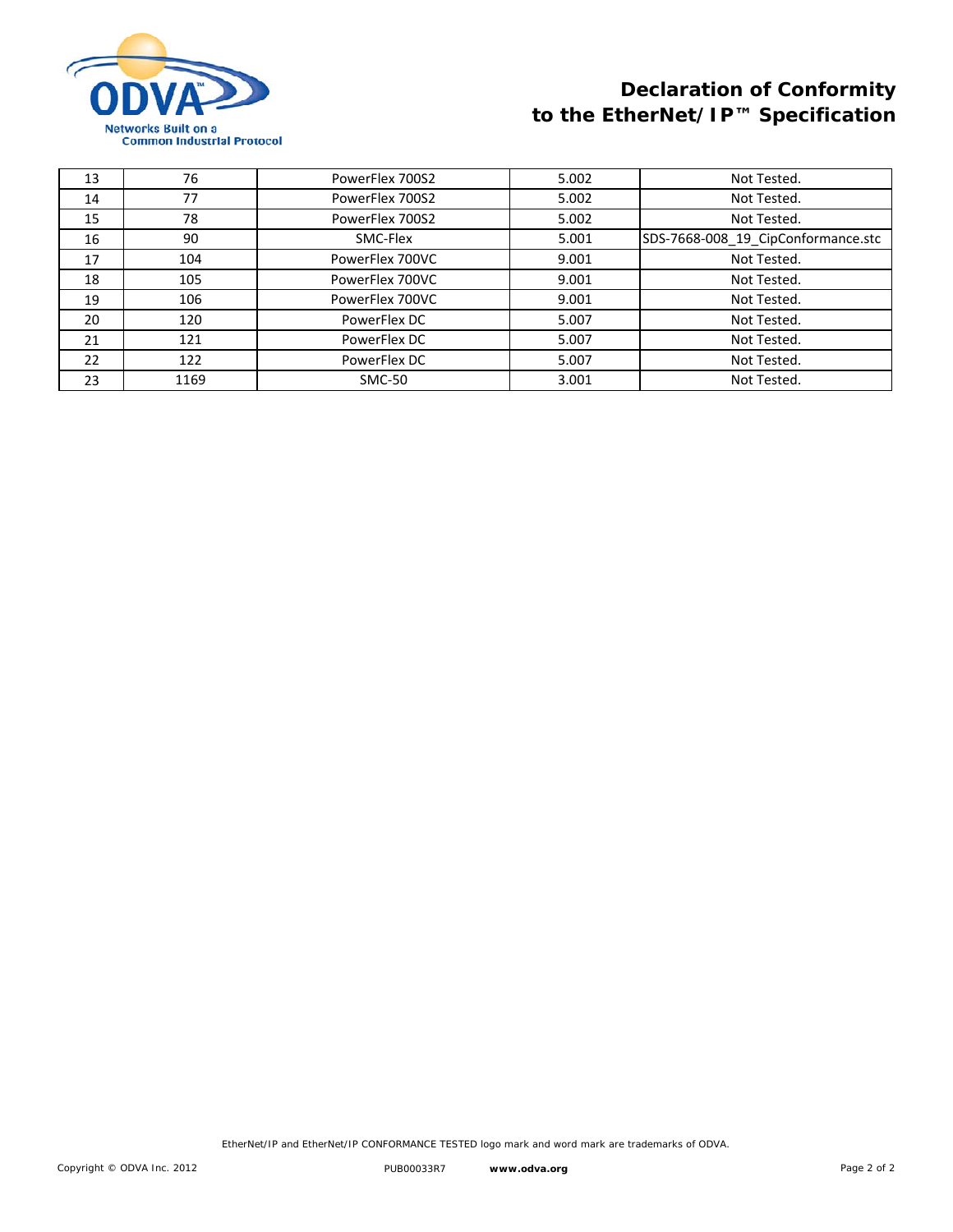| | | | | |
|---|---|---|---|---|
| 13 | 76 | PowerFlex 700S2 | 5.002 | Not Tested. |
| 14 | 77 | PowerFlex 700S2 | 5.002 | Not Tested. |
| 15 | 78 | PowerFlex 700S2 | 5.002 | Not Tested. |
| 16 | 90 | SMC-Flex | 5.001 | SDS-7668-008_19_CipConformance.stc |
| 17 | 104 | PowerFlex 700VC | 9.001 | Not Tested. |
| 18 | 105 | PowerFlex 700VC | 9.001 | Not Tested. |
| 19 | 106 | PowerFlex 700VC | 9.001 | Not Tested. |
| 20 | 120 | PowerFlex DC | 5.007 | Not Tested. |
| 21 | 121 | PowerFlex DC | 5.007 | Not Tested. |
| 22 | 122 | PowerFlex DC | 5.007 | Not Tested. |
| 23 | 1169 | SMC-50 | 3.001 | Not Tested. |

EtherNet/IP and EtherNet/IP CONFORMANCE TESTED logo mark and word mark are trademarks of ODVA.